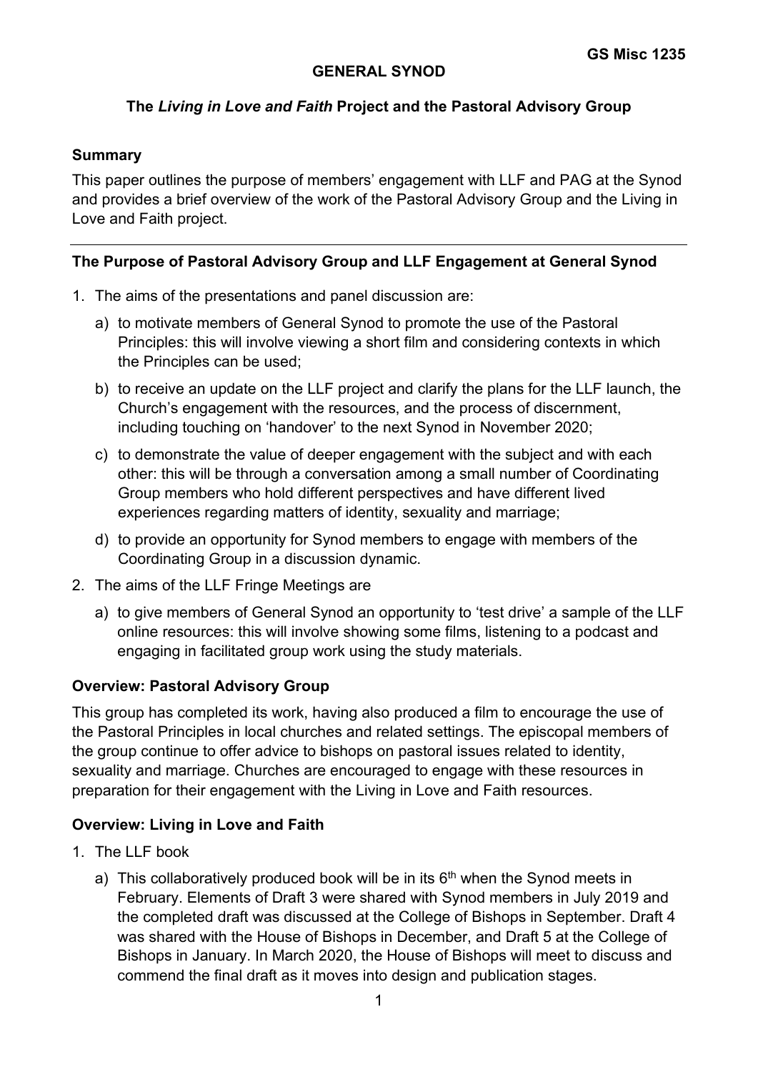**GS Misc 1235**

**GENERAL SYNOD**

**The *Living in Love and Faith* Project and the Pastoral Advisory Group**

**Summary**

This paper outlines the purpose of members' engagement with LLF and PAG at the Synod and provides a brief overview of the work of the Pastoral Advisory Group and the Living in Love and Faith project.

---

**The Purpose of Pastoral Advisory Group and LLF Engagement at General Synod**

1. The aims of the presentations and panel discussion are:
   a) to motivate members of General Synod to promote the use of the Pastoral Principles: this will involve viewing a short film and considering contexts in which the Principles can be used;
   b) to receive an update on the LLF project and clarify the plans for the LLF launch, the Church's engagement with the resources, and the process of discernment, including touching on 'handover' to the next Synod in November 2020;
   c) to demonstrate the value of deeper engagement with the subject and with each other: this will be through a conversation among a small number of Coordinating Group members who hold different perspectives and have different lived experiences regarding matters of identity, sexuality and marriage;
   d) to provide an opportunity for Synod members to engage with members of the Coordinating Group in a discussion dynamic.
2. The aims of the LLF Fringe Meetings are
   a) to give members of General Synod an opportunity to 'test drive' a sample of the LLF online resources: this will involve showing some films, listening to a podcast and engaging in facilitated group work using the study materials.

**Overview: Pastoral Advisory Group**

This group has completed its work, having also produced a film to encourage the use of the Pastoral Principles in local churches and related settings. The episcopal members of the group continue to offer advice to bishops on pastoral issues related to identity, sexuality and marriage. Churches are encouraged to engage with these resources in preparation for their engagement with the Living in Love and Faith resources.

**Overview: Living in Love and Faith**

1. The LLF book
   a) This collaboratively produced book will be in its 6th when the Synod meets in February. Elements of Draft 3 were shared with Synod members in July 2019 and the completed draft was discussed at the College of Bishops in September. Draft 4 was shared with the House of Bishops in December, and Draft 5 at the College of Bishops in January. In March 2020, the House of Bishops will meet to discuss and commend the final draft as it moves into design and publication stages.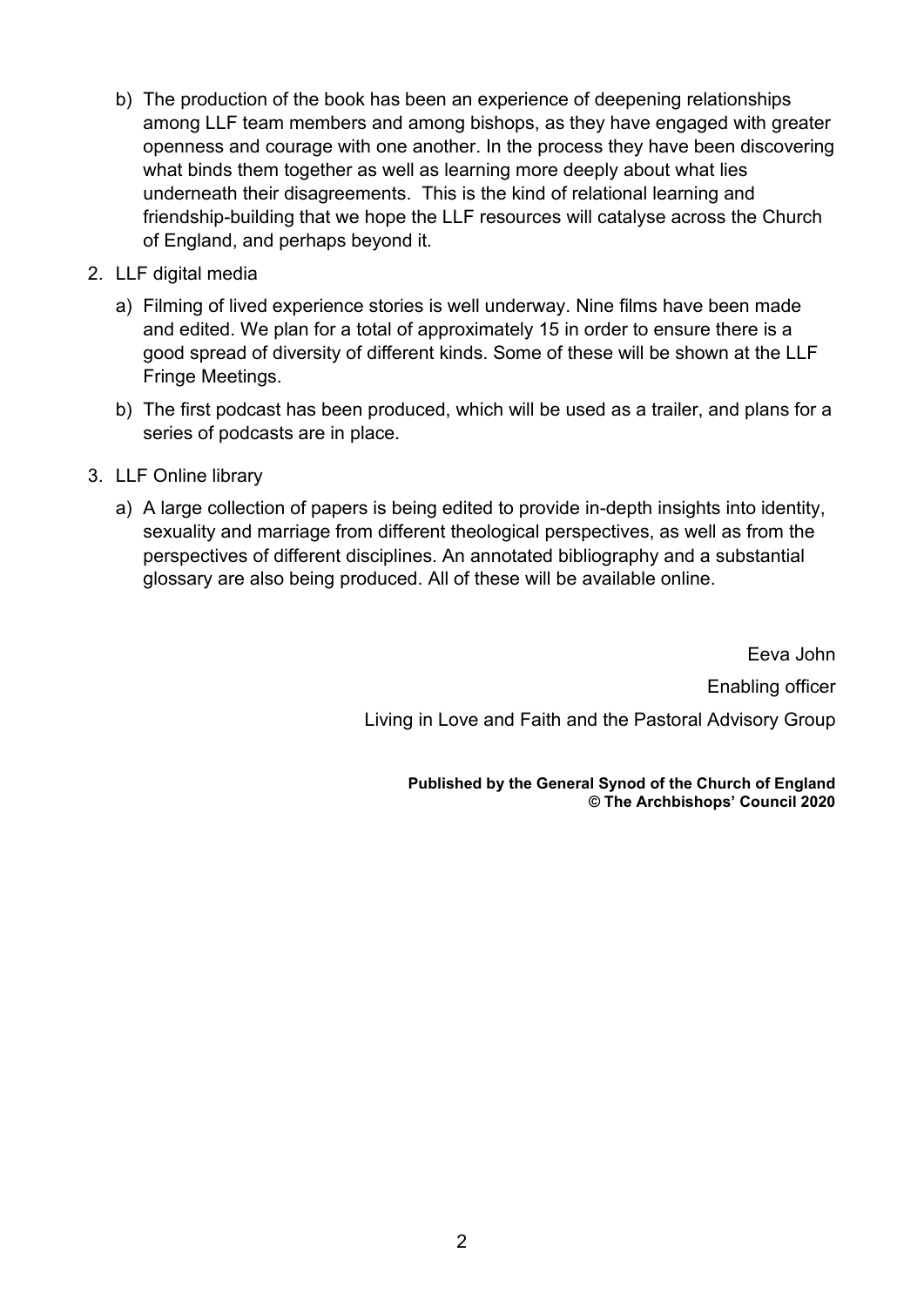b) The production of the book has been an experience of deepening relationships among LLF team members and among bishops, as they have engaged with greater openness and courage with one another. In the process they have been discovering what binds them together as well as learning more deeply about what lies underneath their disagreements. This is the kind of relational learning and friendship-building that we hope the LLF resources will catalyse across the Church of England, and perhaps beyond it.

2. LLF digital media

   a) Filming of lived experience stories is well underway. Nine films have been made and edited. We plan for a total of approximately 15 in order to ensure there is a good spread of diversity of different kinds. Some of these will be shown at the LLF Fringe Meetings.

   b) The first podcast has been produced, which will be used as a trailer, and plans for a series of podcasts are in place.

3. LLF Online library

   a) A large collection of papers is being edited to provide in-depth insights into identity, sexuality and marriage from different theological perspectives, as well as from the perspectives of different disciplines. An annotated bibliography and a substantial glossary are also being produced. All of these will be available online.

Eeva John

Enabling officer

Living in Love and Faith and the Pastoral Advisory Group

**Published by the General Synod of the Church of England**
**© The Archbishops' Council 2020**